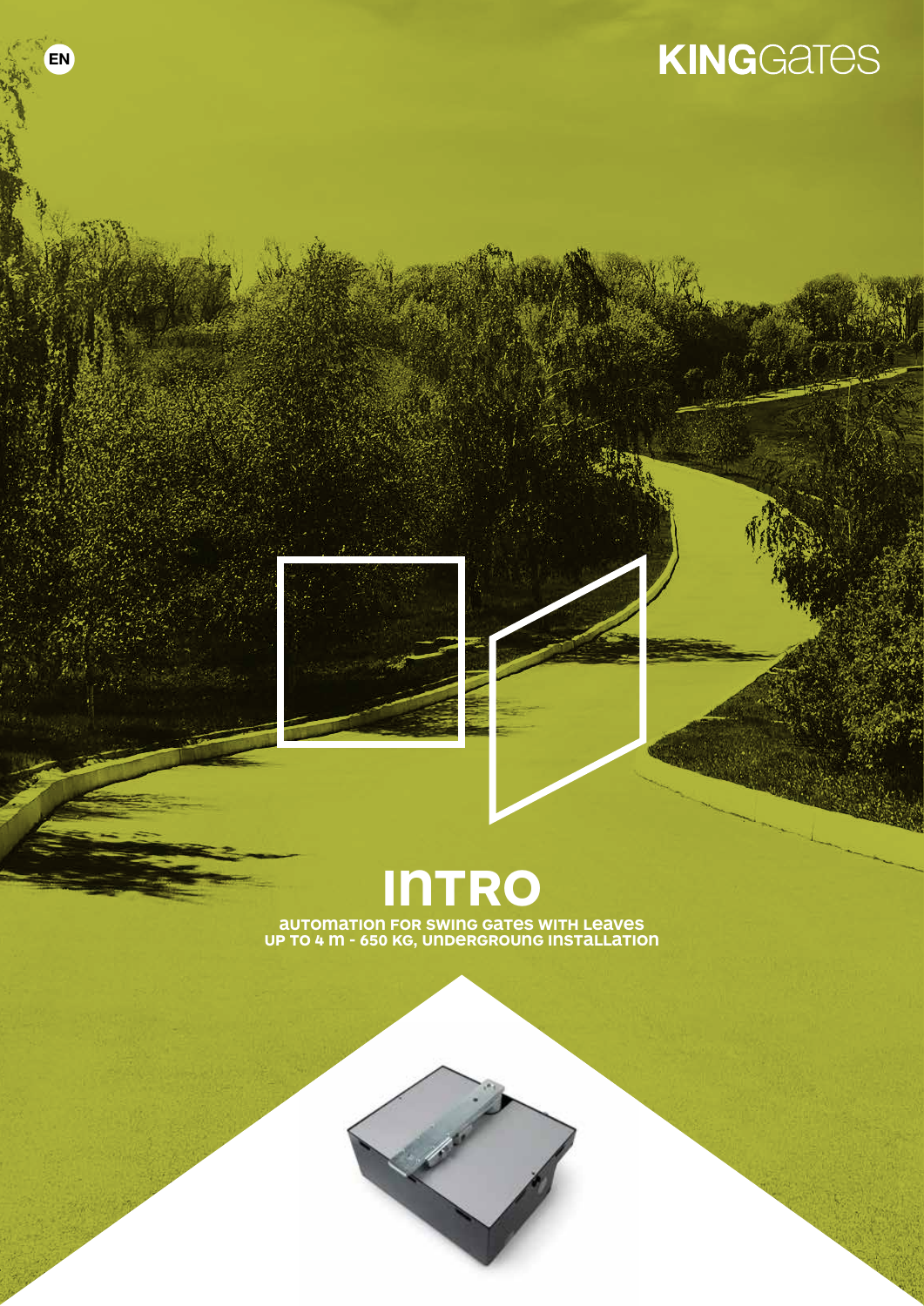EN

KINGGates

# INTRO

AUTOMATION FOR SWING GATES WITH LEAVES UP TO 4 m - 650 KG, UNDERGROUNG INSTALLATION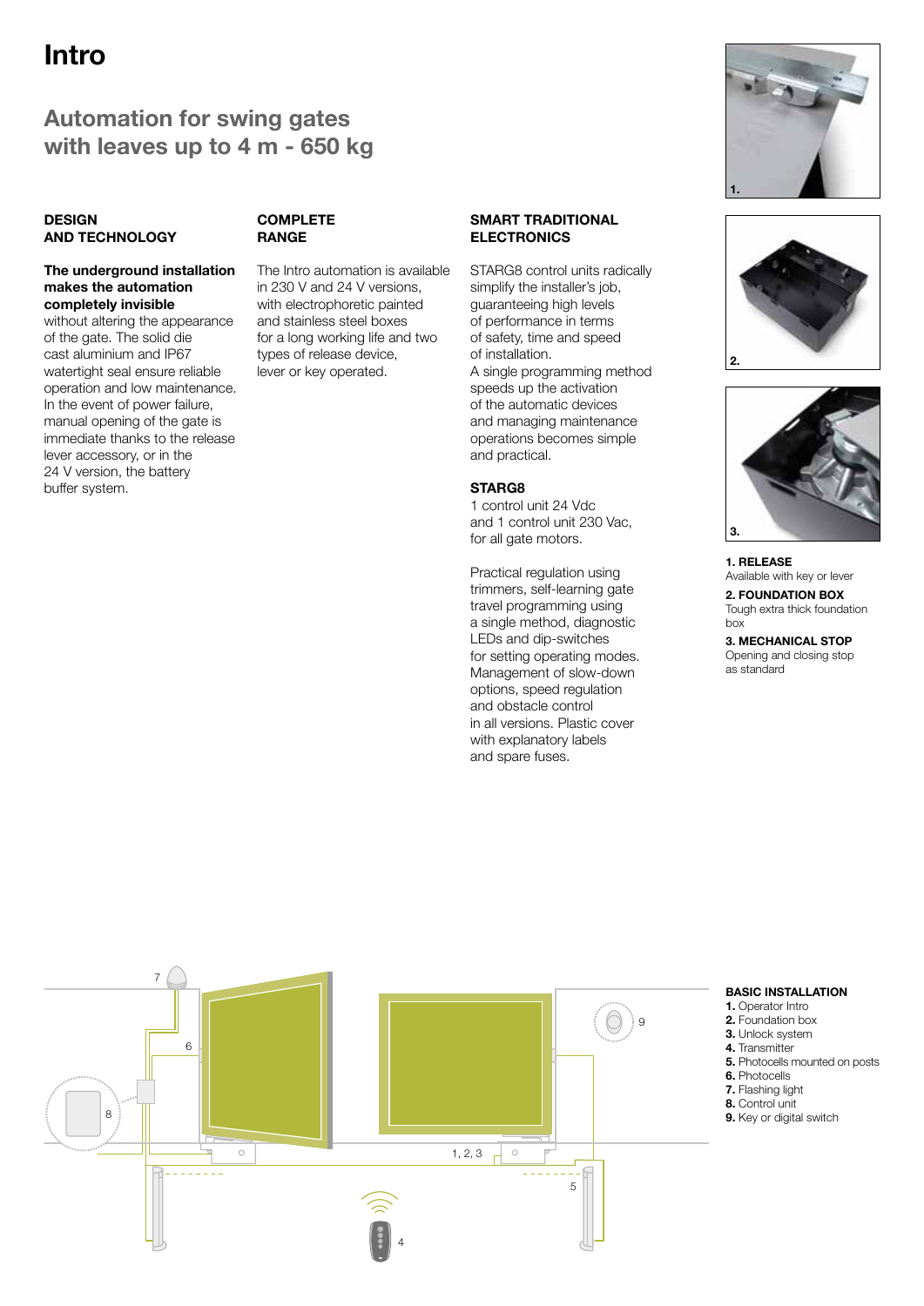# Intro

## Automation for swing gates with leaves up to 4 m - 650 kg

### DESIGN AND TECHNOLOGY

**The underground installation makes the automation completely invisible** without altering the appearance of the gate. The solid die cast aluminium and IP67 watertight seal ensure reliable operation and low maintenance. In the event of power failure, manual opening of the gate is immediate thanks to the release lever accessory, or in the 24 V version, the battery buffer system.

### COMPLETE RANGE

The Intro automation is available in 230 V and 24 V versions, with electrophoretic painted and stainless steel boxes for a long working life and two types of release device, lever or key operated.

### SMART TRADITIONAL ELECTRONICS

STARG8 control units radically simplify the installer's job, guaranteeing high levels of performance in terms of safety, time and speed of installation. A single programming method speeds up the activation of the automatic devices and managing maintenance operations becomes simple and practical.

**STARG8**

1 control unit 24 Vdc and 1 control unit 230 Vac, for all gate motors.

Practical regulation using trimmers, self-learning gate travel programming using a single method, diagnostic LEDs and dip-switches for setting operating modes. Management of slow-down options, speed regulation and obstacle control in all versions. Plastic cover with explanatory labels and spare fuses.

**1. RELEASE**
Available with key or lever

**2. FOUNDATION BOX**
Tough extra thick foundation box

**3. MECHANICAL STOP**
Opening and closing stop as standard

**BASIC INSTALLATION**

**1.** Operator Intro
**2.** Foundation box
**3.** Unlock system
**4.** Transmitter
**5.** Photocells mounted on posts
**6.** Photocells
**7.** Flashing light
**8.** Control unit
**9.** Key or digital switch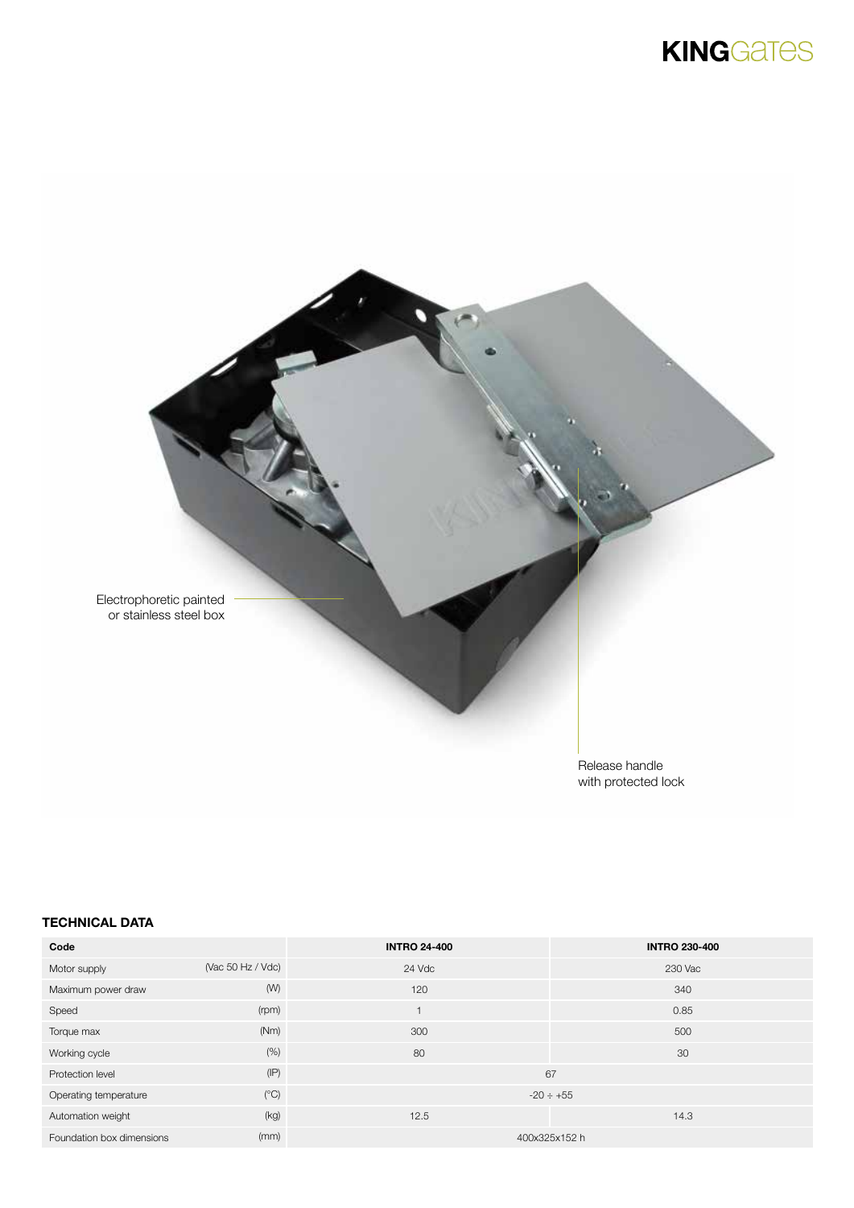KINGgates

Electrophoretic painted or stainless steel box

Release handle with protected lock

## TECHNICAL DATA

| Code | | INTRO 24-400 | INTRO 230-400 |
|---|---|---|---|
| Motor supply | (Vac 50 Hz / Vdc) | 24 Vdc | 230 Vac |
| Maximum power draw | (W) | 120 | 340 |
| Speed | (rpm) | 1 | 0.85 |
| Torque max | (Nm) | 300 | 500 |
| Working cycle | (%) | 80 | 30 |
| Protection level | (IP) | 67 | |
| Operating temperature | (°C) | -20 ÷ +55 | |
| Automation weight | (kg) | 12.5 | 14.3 |
| Foundation box dimensions | (mm) | 400x325x152 h | |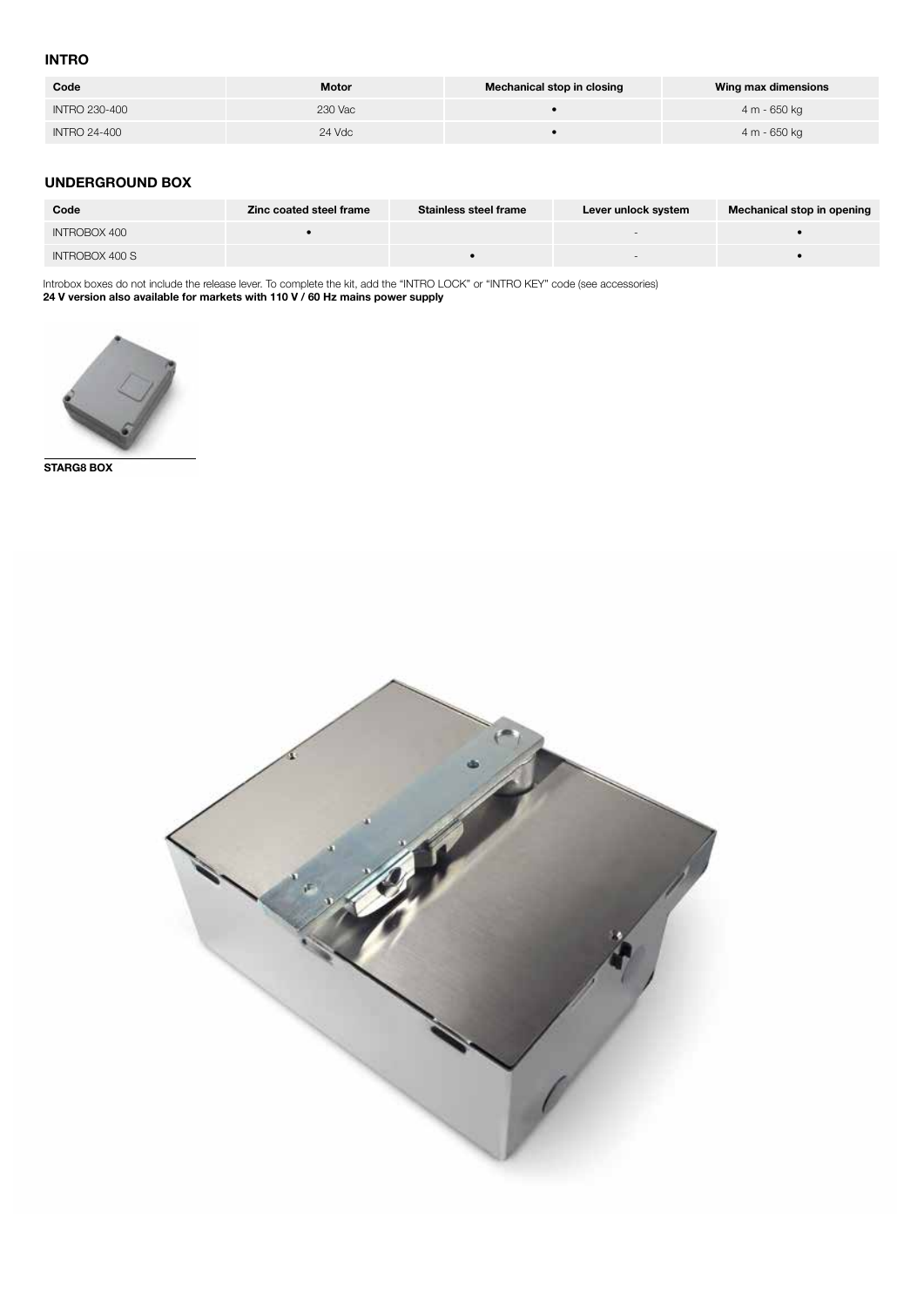### INTRO

| Code | Motor | Mechanical stop in closing | Wing max dimensions |
| --- | --- | --- | --- |
| INTRO 230-400 | 230 Vac | • | 4 m - 650 kg |
| INTRO 24-400 | 24 Vdc | • | 4 m - 650 kg |

### UNDERGROUND BOX

| Code | Zinc coated steel frame | Stainless steel frame | Lever unlock system | Mechanical stop in opening |
| --- | --- | --- | --- | --- |
| INTROBOX 400 | • | | - | • |
| INTROBOX 400 S | | • | - | • |

Introbox boxes do not include the release lever. To complete the kit, add the "INTRO LOCK" or "INTRO KEY" code (see accessories)
**24 V version also available for markets with 110 V / 60 Hz mains power supply**

**STARG8 BOX**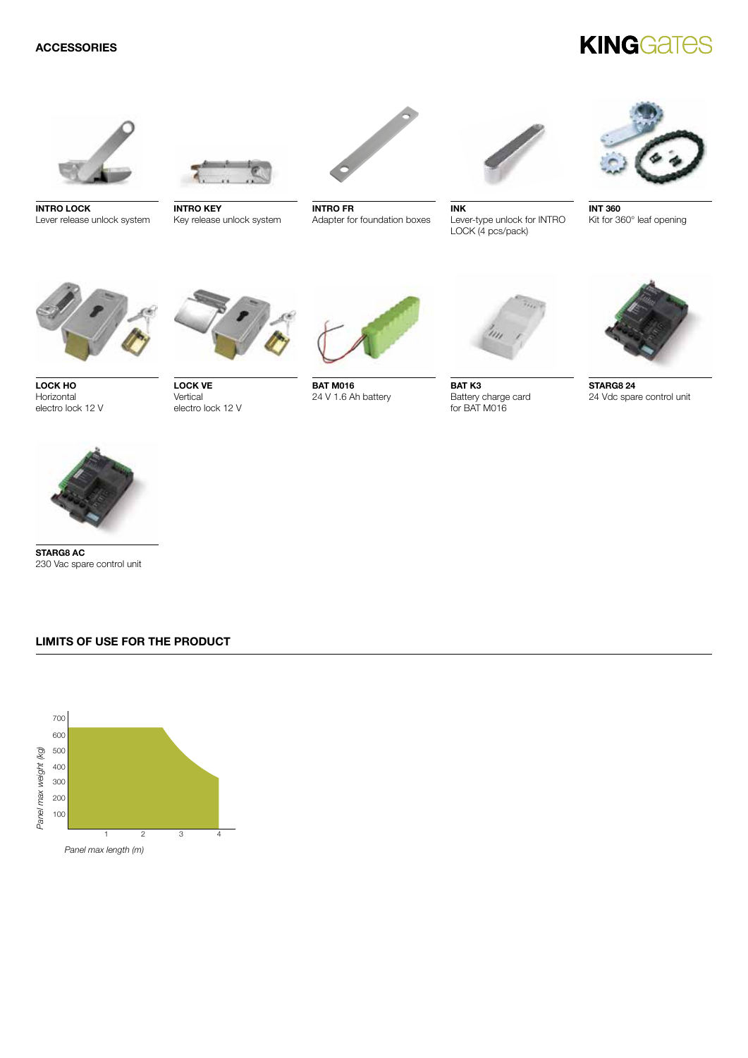## ACCESSORIES

**INTRO LOCK**
Lever release unlock system

**INTRO KEY**
Key release unlock system

**INTRO FR**
Adapter for foundation boxes

**INK**
Lever-type unlock for INTRO LOCK (4 pcs/pack)

**INT 360**
Kit for 360° leaf opening

**LOCK HO**
Horizontal electro lock 12 V

**LOCK VE**
Vertical electro lock 12 V

**BAT M016**
24 V 1.6 Ah battery

**BAT K3**
Battery charge card for BAT M016

**STARG8 24**
24 Vdc spare control unit

**STARG8 AC**
230 Vac spare control unit

## LIMITS OF USE FOR THE PRODUCT

*Panel max weight (kg)*

700
600
500
400
300
200
100

1
2
3
4

*Panel max length (m)*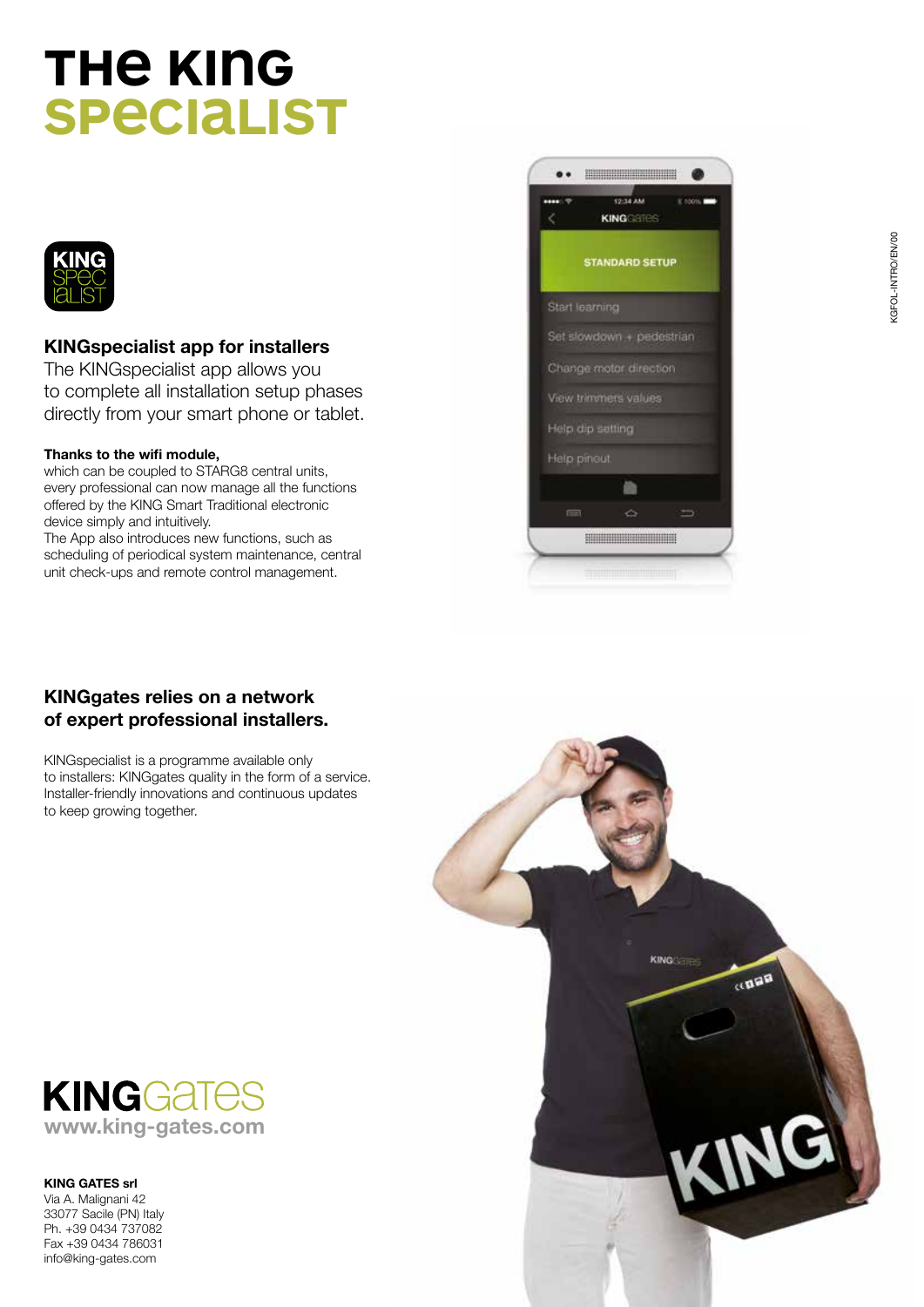# THE KING SPECIALIST

## KINGspecialist app for installers

The KINGspecialist app allows you to complete all installation setup phases directly from your smart phone or tablet.

**Thanks to the wifi module,** which can be coupled to STARG8 central units, every professional can now manage all the functions offered by the KING Smart Traditional electronic device simply and intuitively.
The App also introduces new functions, such as scheduling of periodical system maintenance, central unit check-ups and remote control management.

## KINGgates relies on a network of expert professional installers.

KINGspecialist is a programme available only to installers: KINGgates quality in the form of a service. Installer-friendly innovations and continuous updates to keep growing together.

KINGGATES
www.king-gates.com

**KING GATES srl**
Via A. Malignani 42
33077 Sacile (PN) Italy
Ph. +39 0434 737082
Fax +39 0434 786031
info@king-gates.com

KGFOL-INTRO/EN/00